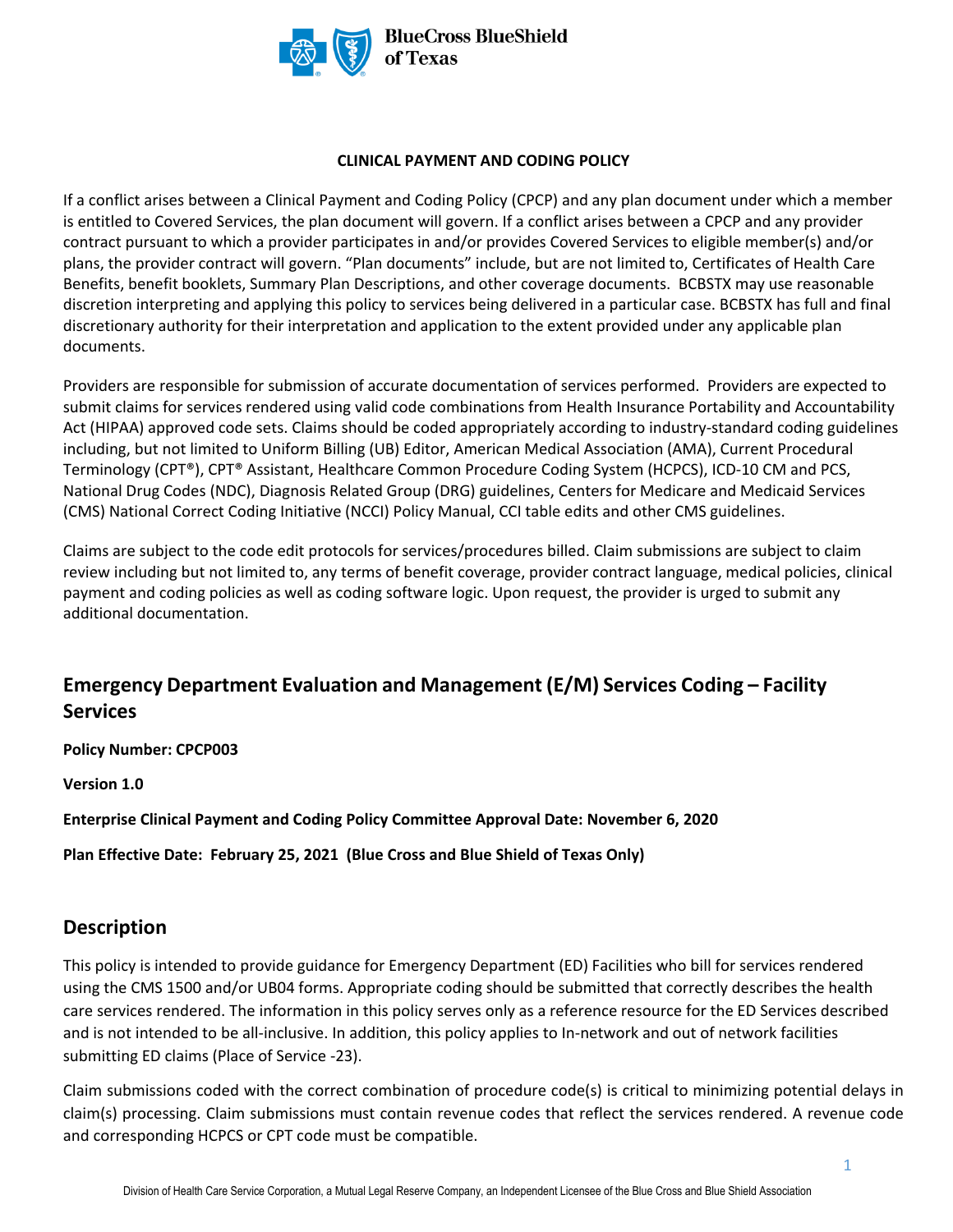BlueCross BlueShield of Texas

**CLINICAL PAYMENT AND CODING POLICY**

If a conflict arises between a Clinical Payment and Coding Policy (CPCP) and any plan document under which a member is entitled to Covered Services, the plan document will govern. If a conflict arises between a CPCP and any provider contract pursuant to which a provider participates in and/or provides Covered Services to eligible member(s) and/or plans, the provider contract will govern. "Plan documents" include, but are not limited to, Certificates of Health Care Benefits, benefit booklets, Summary Plan Descriptions, and other coverage documents. BCBSTX may use reasonable discretion interpreting and applying this policy to services being delivered in a particular case. BCBSTX has full and final discretionary authority for their interpretation and application to the extent provided under any applicable plan documents.

Providers are responsible for submission of accurate documentation of services performed. Providers are expected to submit claims for services rendered using valid code combinations from Health Insurance Portability and Accountability Act (HIPAA) approved code sets. Claims should be coded appropriately according to industry-standard coding guidelines including, but not limited to Uniform Billing (UB) Editor, American Medical Association (AMA), Current Procedural Terminology (CPT®), CPT® Assistant, Healthcare Common Procedure Coding System (HCPCS), ICD-10 CM and PCS, National Drug Codes (NDC), Diagnosis Related Group (DRG) guidelines, Centers for Medicare and Medicaid Services (CMS) National Correct Coding Initiative (NCCI) Policy Manual, CCI table edits and other CMS guidelines.

Claims are subject to the code edit protocols for services/procedures billed. Claim submissions are subject to claim review including but not limited to, any terms of benefit coverage, provider contract language, medical policies, clinical payment and coding policies as well as coding software logic. Upon request, the provider is urged to submit any additional documentation.

## Emergency Department Evaluation and Management (E/M) Services Coding – Facility Services

**Policy Number: CPCP003**

**Version 1.0**

**Enterprise Clinical Payment and Coding Policy Committee Approval Date: November 6, 2020**

**Plan Effective Date: February 25, 2021 (Blue Cross and Blue Shield of Texas Only)**

## Description

This policy is intended to provide guidance for Emergency Department (ED) Facilities who bill for services rendered using the CMS 1500 and/or UB04 forms. Appropriate coding should be submitted that correctly describes the health care services rendered. The information in this policy serves only as a reference resource for the ED Services described and is not intended to be all-inclusive. In addition, this policy applies to In-network and out of network facilities submitting ED claims (Place of Service -23).

Claim submissions coded with the correct combination of procedure code(s) is critical to minimizing potential delays in claim(s) processing. Claim submissions must contain revenue codes that reflect the services rendered. A revenue code and corresponding HCPCS or CPT code must be compatible.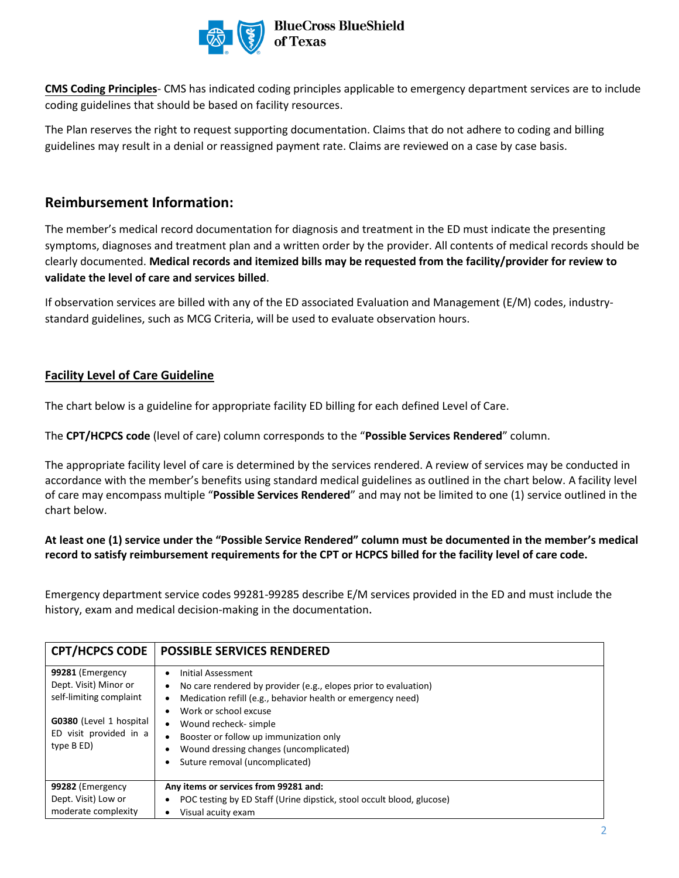**CMS Coding Principles**- CMS has indicated coding principles applicable to emergency department services are to include coding guidelines that should be based on facility resources.

The Plan reserves the right to request supporting documentation. Claims that do not adhere to coding and billing guidelines may result in a denial or reassigned payment rate. Claims are reviewed on a case by case basis.

## Reimbursement Information:

The member's medical record documentation for diagnosis and treatment in the ED must indicate the presenting symptoms, diagnoses and treatment plan and a written order by the provider. All contents of medical records should be clearly documented. **Medical records and itemized bills may be requested from the facility/provider for review to validate the level of care and services billed**.

If observation services are billed with any of the ED associated Evaluation and Management (E/M) codes, industry-standard guidelines, such as MCG Criteria, will be used to evaluate observation hours.

### Facility Level of Care Guideline

The chart below is a guideline for appropriate facility ED billing for each defined Level of Care.

The **CPT/HCPCS code** (level of care) column corresponds to the "**Possible Services Rendered**" column.

The appropriate facility level of care is determined by the services rendered. A review of services may be conducted in accordance with the member's benefits using standard medical guidelines as outlined in the chart below. A facility level of care may encompass multiple "**Possible Services Rendered**" and may not be limited to one (1) service outlined in the chart below.

**At least one (1) service under the "Possible Service Rendered" column must be documented in the member's medical record to satisfy reimbursement requirements for the CPT or HCPCS billed for the facility level of care code.**

Emergency department service codes 99281-99285 describe E/M services provided in the ED and must include the history, exam and medical decision-making in the documentation.

| CPT/HCPCS CODE | POSSIBLE SERVICES RENDERED |
|---|---|
| **99281** (Emergency Dept. Visit) Minor or self-limiting complaint<br><br>**G0380** (Level 1 hospital ED visit provided in a type B ED) | • Initial Assessment<br>• No care rendered by provider (e.g., elopes prior to evaluation)<br>• Medication refill (e.g., behavior health or emergency need)<br>• Work or school excuse<br>• Wound recheck- simple<br>• Booster or follow up immunization only<br>• Wound dressing changes (uncomplicated)<br>• Suture removal (uncomplicated) |
| **99282** (Emergency Dept. Visit) Low or moderate complexity | **Any items or services from 99281 and:**<br>• POC testing by ED Staff (Urine dipstick, stool occult blood, glucose)<br>• Visual acuity exam |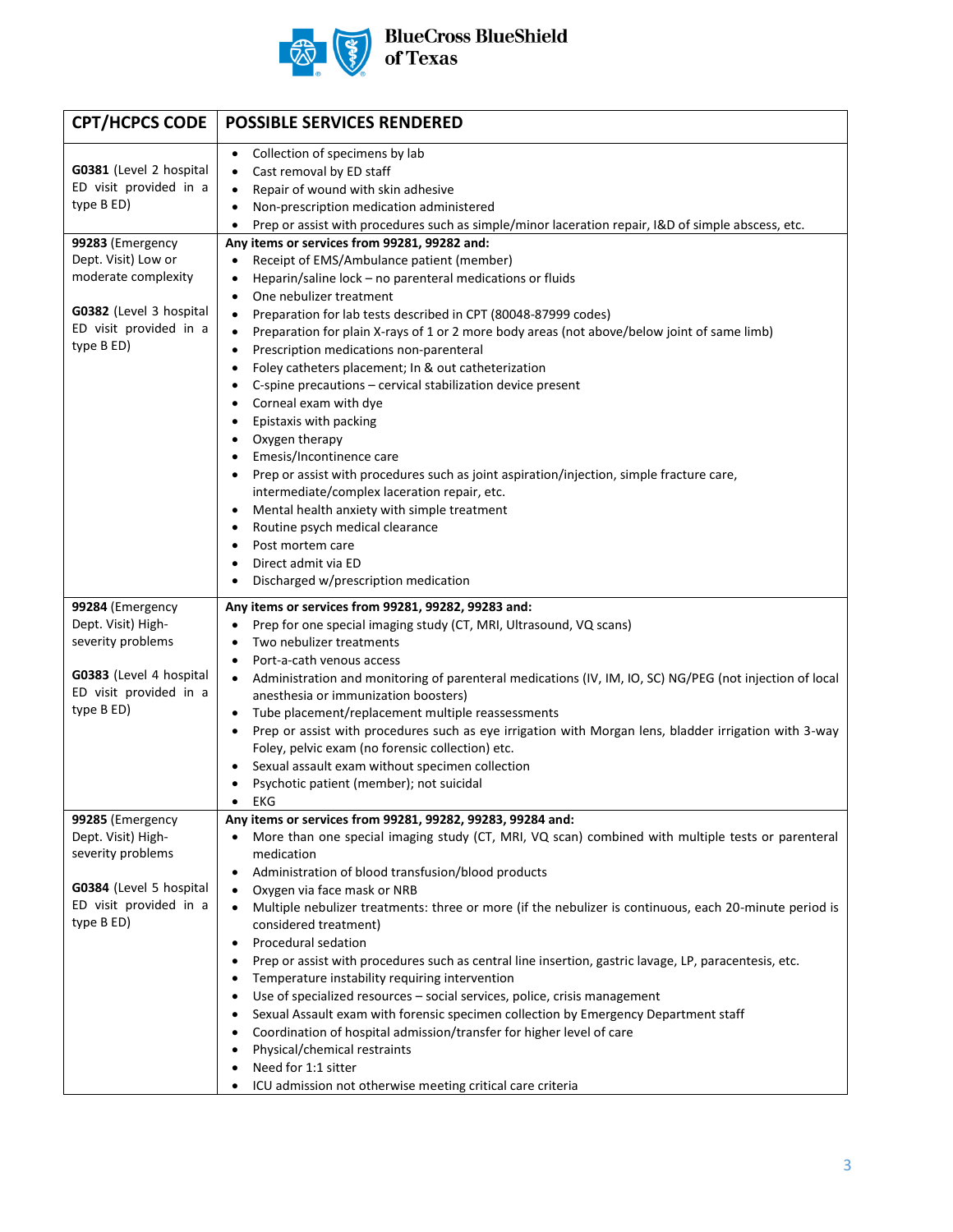| CPT/HCPCS CODE | POSSIBLE SERVICES RENDERED |
|---|---|
| **G0381** (Level 2 hospital ED visit provided in a type B ED) | • Collection of specimens by lab<br>• Cast removal by ED staff<br>• Repair of wound with skin adhesive<br>• Non-prescription medication administered<br>• Prep or assist with procedures such as simple/minor laceration repair, I&D of simple abscess, etc. |
| **99283** (Emergency Dept. Visit) Low or moderate complexity<br><br>**G0382** (Level 3 hospital ED visit provided in a type B ED) | **Any items or services from 99281, 99282 and:**<br>• Receipt of EMS/Ambulance patient (member)<br>• Heparin/saline lock – no parenteral medications or fluids<br>• One nebulizer treatment<br>• Preparation for lab tests described in CPT (80048-87999 codes)<br>• Preparation for plain X-rays of 1 or 2 more body areas (not above/below joint of same limb)<br>• Prescription medications non-parenteral<br>• Foley catheters placement; In & out catheterization<br>• C-spine precautions – cervical stabilization device present<br>• Corneal exam with dye<br>• Epistaxis with packing<br>• Oxygen therapy<br>• Emesis/Incontinence care<br>• Prep or assist with procedures such as joint aspiration/injection, simple fracture care, intermediate/complex laceration repair, etc.<br>• Mental health anxiety with simple treatment<br>• Routine psych medical clearance<br>• Post mortem care<br>• Direct admit via ED<br>• Discharged w/prescription medication |
| **99284** (Emergency Dept. Visit) High-severity problems<br><br>**G0383** (Level 4 hospital ED visit provided in a type B ED) | **Any items or services from 99281, 99282, 99283 and:**<br>• Prep for one special imaging study (CT, MRI, Ultrasound, VQ scans)<br>• Two nebulizer treatments<br>• Port-a-cath venous access<br>• Administration and monitoring of parenteral medications (IV, IM, IO, SC) NG/PEG (not injection of local anesthesia or immunization boosters)<br>• Tube placement/replacement multiple reassessments<br>• Prep or assist with procedures such as eye irrigation with Morgan lens, bladder irrigation with 3-way Foley, pelvic exam (no forensic collection) etc.<br>• Sexual assault exam without specimen collection<br>• Psychotic patient (member); not suicidal<br>• EKG |
| **99285** (Emergency Dept. Visit) High-severity problems<br><br>**G0384** (Level 5 hospital ED visit provided in a type B ED) | **Any items or services from 99281, 99282, 99283, 99284 and:**<br>• More than one special imaging study (CT, MRI, VQ scan) combined with multiple tests or parenteral medication<br>• Administration of blood transfusion/blood products<br>• Oxygen via face mask or NRB<br>• Multiple nebulizer treatments: three or more (if the nebulizer is continuous, each 20-minute period is considered treatment)<br>• Procedural sedation<br>• Prep or assist with procedures such as central line insertion, gastric lavage, LP, paracentesis, etc.<br>• Temperature instability requiring intervention<br>• Use of specialized resources – social services, police, crisis management<br>• Sexual Assault exam with forensic specimen collection by Emergency Department staff<br>• Coordination of hospital admission/transfer for higher level of care<br>• Physical/chemical restraints<br>• Need for 1:1 sitter<br>• ICU admission not otherwise meeting critical care criteria |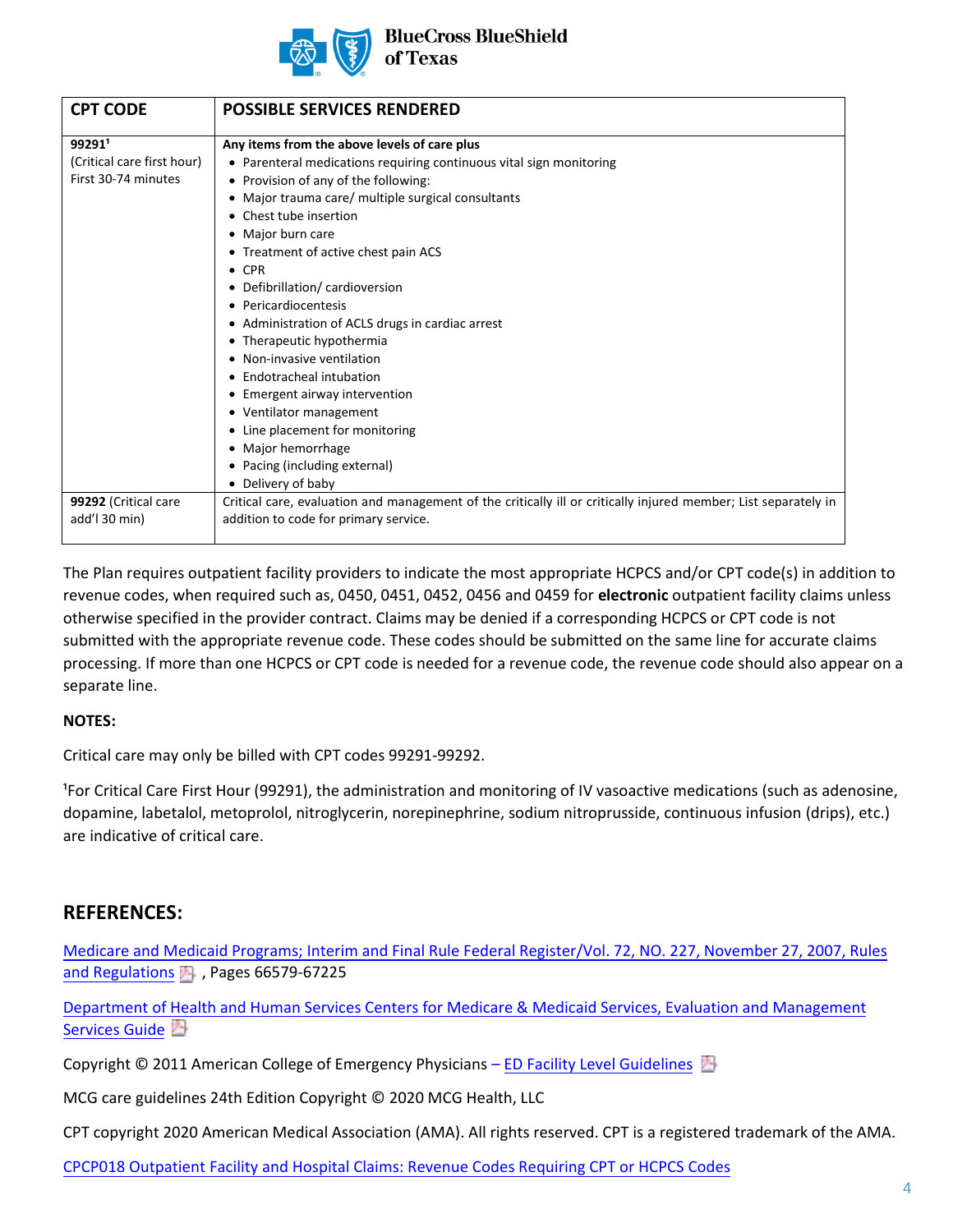| CPT CODE | POSSIBLE SERVICES RENDERED |
|---|---|
| **99291**[1] (Critical care first hour) First 30-74 minutes | **Any items from the above levels of care plus**<br>• Parenteral medications requiring continuous vital sign monitoring<br>• Provision of any of the following:<br>• Major trauma care/ multiple surgical consultants<br>• Chest tube insertion<br>• Major burn care<br>• Treatment of active chest pain ACS<br>• CPR<br>• Defibrillation/ cardioversion<br>• Pericardiocentesis<br>• Administration of ACLS drugs in cardiac arrest<br>• Therapeutic hypothermia<br>• Non-invasive ventilation<br>• Endotracheal intubation<br>• Emergent airway intervention<br>• Ventilator management<br>• Line placement for monitoring<br>• Major hemorrhage<br>• Pacing (including external)<br>• Delivery of baby |
| **99292** (Critical care add'l 30 min) | Critical care, evaluation and management of the critically ill or critically injured member; List separately in addition to code for primary service. |

The Plan requires outpatient facility providers to indicate the most appropriate HCPCS and/or CPT code(s) in addition to revenue codes, when required such as, 0450, 0451, 0452, 0456 and 0459 for **electronic** outpatient facility claims unless otherwise specified in the provider contract. Claims may be denied if a corresponding HCPCS or CPT code is not submitted with the appropriate revenue code. These codes should be submitted on the same line for accurate claims processing. If more than one HCPCS or CPT code is needed for a revenue code, the revenue code should also appear on a separate line.

**NOTES:**

Critical care may only be billed with CPT codes 99291-99292.

[1]For Critical Care First Hour (99291), the administration and monitoring of IV vasoactive medications (such as adenosine, dopamine, labetalol, metoprolol, nitroglycerin, norepinephrine, sodium nitroprusside, continuous infusion (drips), etc.) are indicative of critical care.

## REFERENCES:

Medicare and Medicaid Programs; Interim and Final Rule Federal Register/Vol. 72, NO. 227, November 27, 2007, Rules and Regulations , Pages 66579-67225

Department of Health and Human Services Centers for Medicare & Medicaid Services, Evaluation and Management Services Guide

Copyright © 2011 American College of Emergency Physicians – ED Facility Level Guidelines

MCG care guidelines 24th Edition Copyright © 2020 MCG Health, LLC

CPT copyright 2020 American Medical Association (AMA). All rights reserved. CPT is a registered trademark of the AMA.

CPCP018 Outpatient Facility and Hospital Claims: Revenue Codes Requiring CPT or HCPCS Codes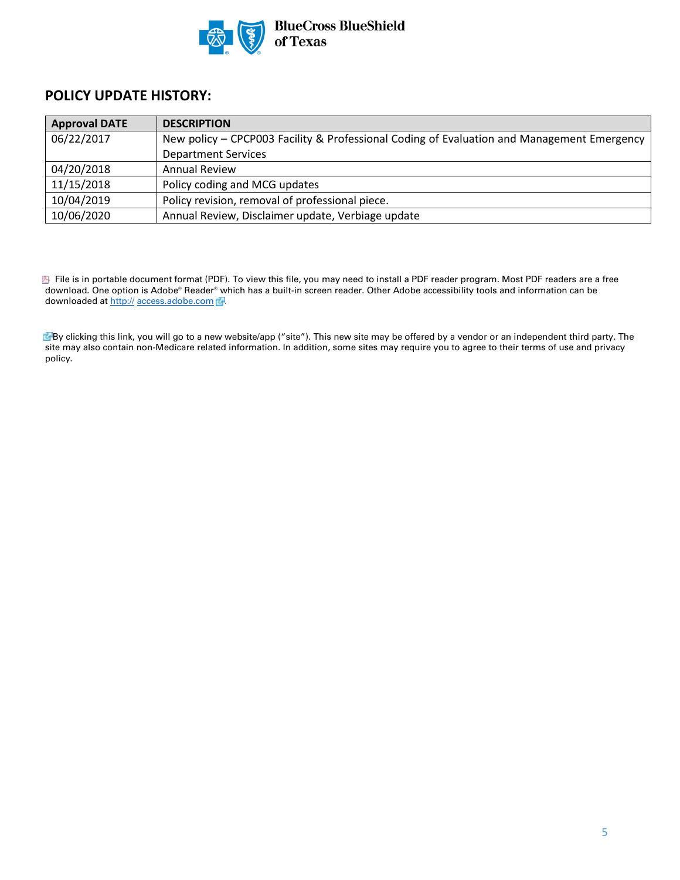## POLICY UPDATE HISTORY:

| Approval DATE | DESCRIPTION |
|---|---|
| 06/22/2017 | New policy – CPCP003 Facility & Professional Coding of Evaluation and Management Emergency Department Services |
| 04/20/2018 | Annual Review |
| 11/15/2018 | Policy coding and MCG updates |
| 10/04/2019 | Policy revision, removal of professional piece. |
| 10/06/2020 | Annual Review, Disclaimer update, Verbiage update |

File is in portable document format (PDF). To view this file, you may need to install a PDF reader program. Most PDF readers are a free download. One option is Adobe® Reader® which has a built-in screen reader. Other Adobe accessibility tools and information can be downloaded at http:// access.adobe.com.

By clicking this link, you will go to a new website/app ("site"). This new site may be offered by a vendor or an independent third party. The site may also contain non-Medicare related information. In addition, some sites may require you to agree to their terms of use and privacy policy.